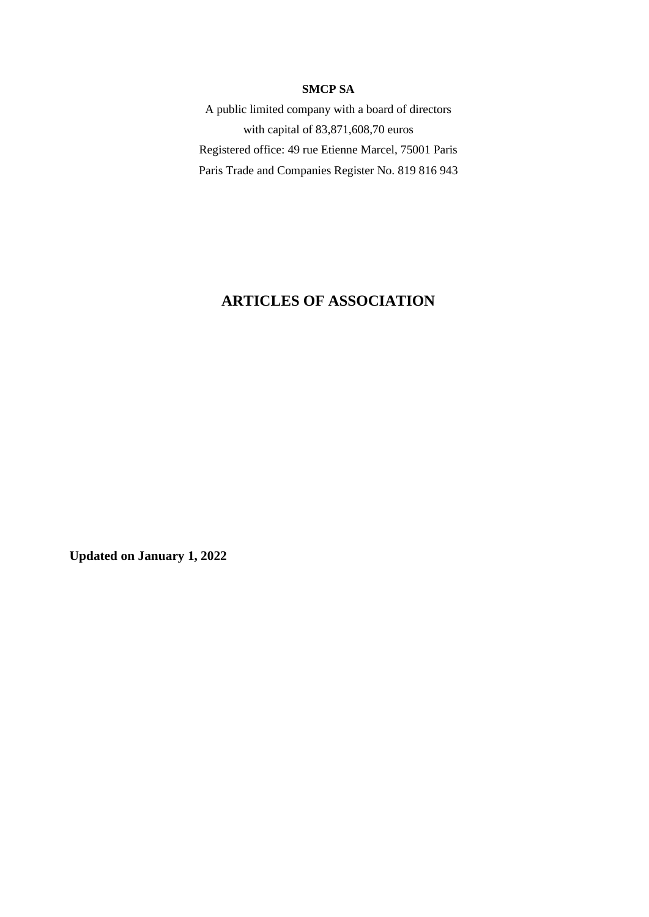**SMCP SA**

A public limited company with a board of directors
with capital of 83,871,608,70 euros
Registered office: 49 rue Etienne Marcel, 75001 Paris
Paris Trade and Companies Register No. 819 816 943

# ARTICLES OF ASSOCIATION

**Updated on January 1, 2022**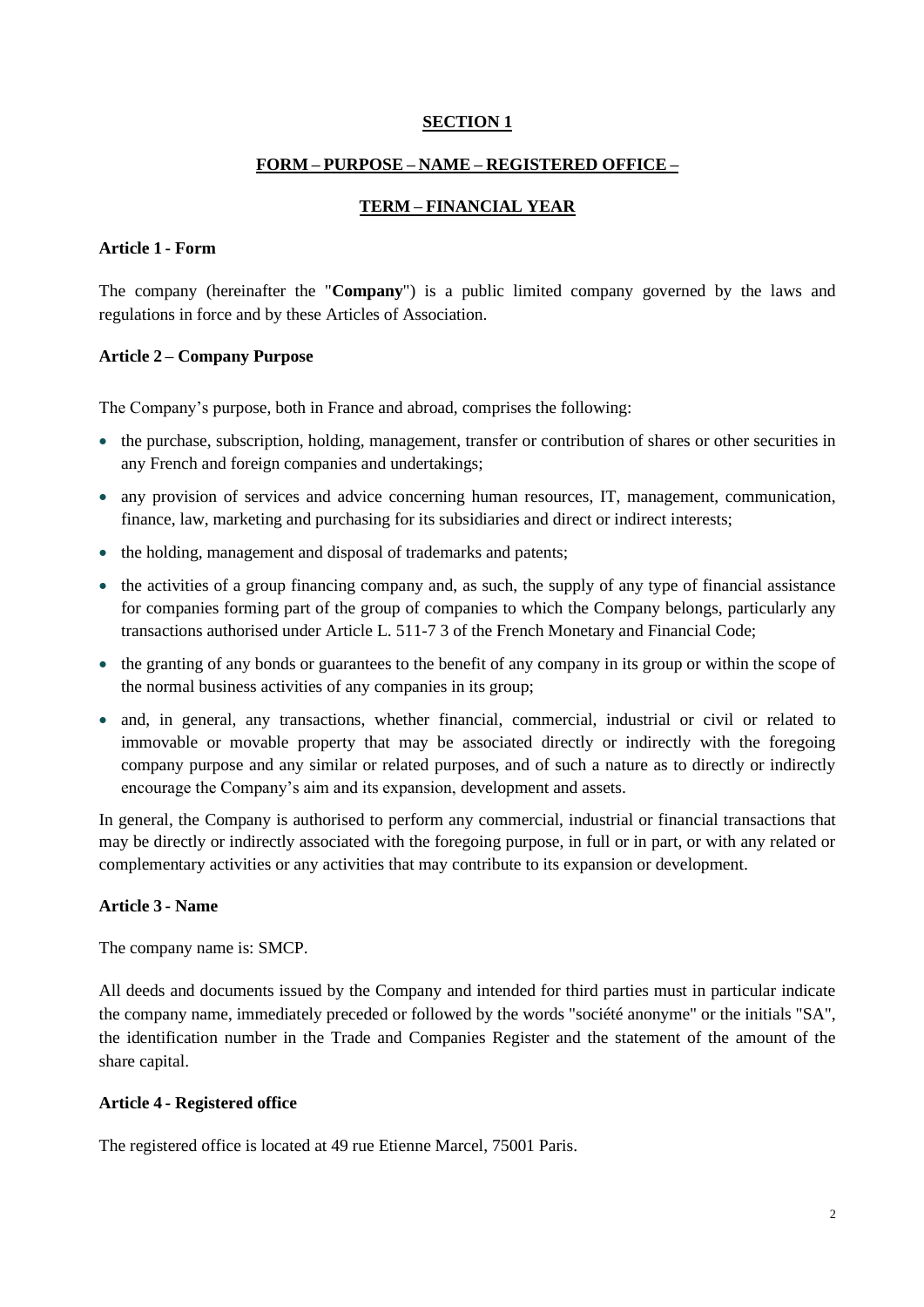## SECTION 1

## FORM – PURPOSE – NAME – REGISTERED OFFICE –

## TERM – FINANCIAL YEAR

### Article 1 - Form

The company (hereinafter the "**Company**") is a public limited company governed by the laws and regulations in force and by these Articles of Association.

### Article 2 – Company Purpose

The Company's purpose, both in France and abroad, comprises the following:

- the purchase, subscription, holding, management, transfer or contribution of shares or other securities in any French and foreign companies and undertakings;
- any provision of services and advice concerning human resources, IT, management, communication, finance, law, marketing and purchasing for its subsidiaries and direct or indirect interests;
- the holding, management and disposal of trademarks and patents;
- the activities of a group financing company and, as such, the supply of any type of financial assistance for companies forming part of the group of companies to which the Company belongs, particularly any transactions authorised under Article L. 511-7 3 of the French Monetary and Financial Code;
- the granting of any bonds or guarantees to the benefit of any company in its group or within the scope of the normal business activities of any companies in its group;
- and, in general, any transactions, whether financial, commercial, industrial or civil or related to immovable or movable property that may be associated directly or indirectly with the foregoing company purpose and any similar or related purposes, and of such a nature as to directly or indirectly encourage the Company's aim and its expansion, development and assets.

In general, the Company is authorised to perform any commercial, industrial or financial transactions that may be directly or indirectly associated with the foregoing purpose, in full or in part, or with any related or complementary activities or any activities that may contribute to its expansion or development.

### Article 3 - Name

The company name is: SMCP.

All deeds and documents issued by the Company and intended for third parties must in particular indicate the company name, immediately preceded or followed by the words "société anonyme" or the initials "SA", the identification number in the Trade and Companies Register and the statement of the amount of the share capital.

### Article 4 - Registered office

The registered office is located at 49 rue Etienne Marcel, 75001 Paris.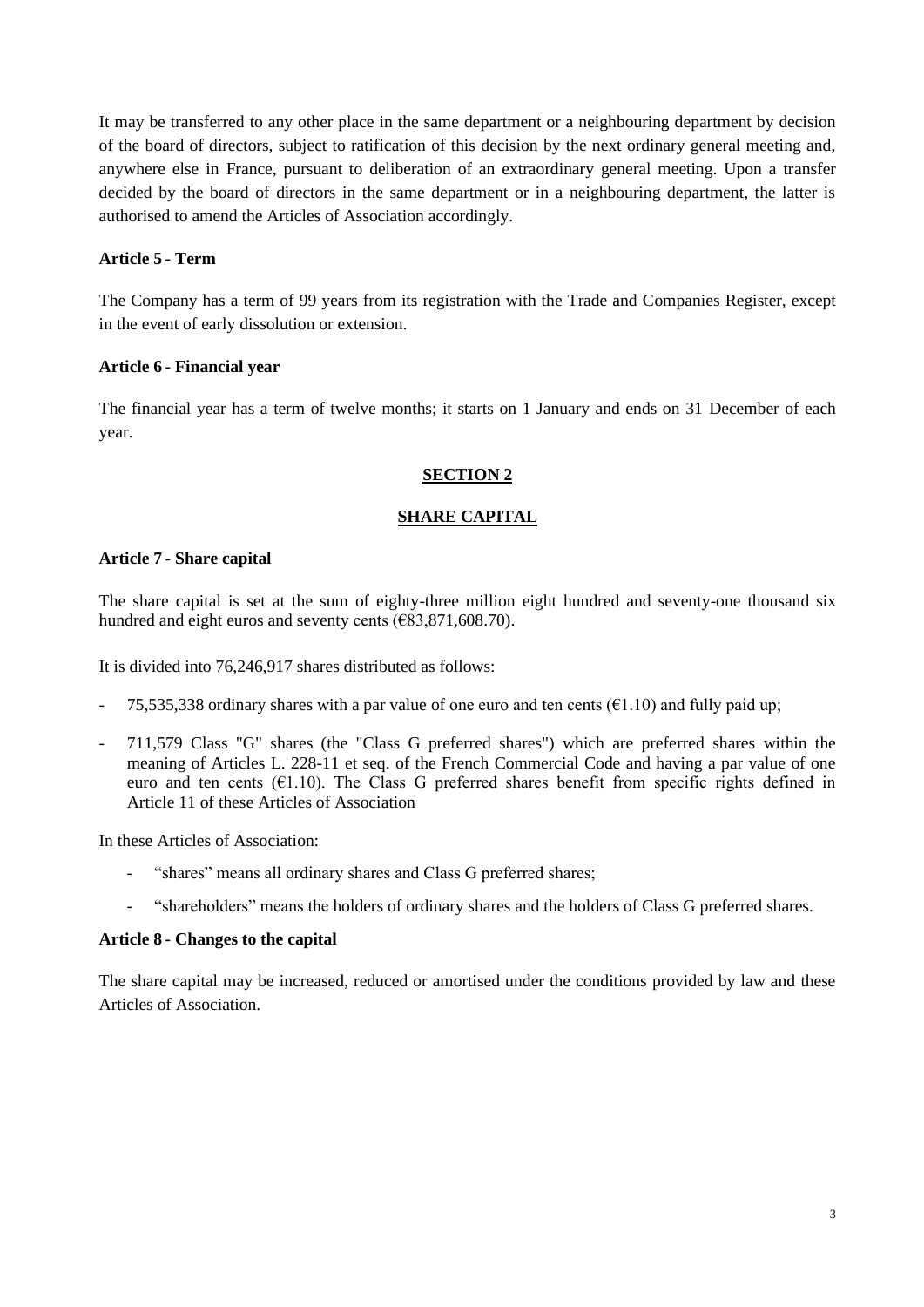It may be transferred to any other place in the same department or a neighbouring department by decision of the board of directors, subject to ratification of this decision by the next ordinary general meeting and, anywhere else in France, pursuant to deliberation of an extraordinary general meeting. Upon a transfer decided by the board of directors in the same department or in a neighbouring department, the latter is authorised to amend the Articles of Association accordingly.

**Article 5 - Term**

The Company has a term of 99 years from its registration with the Trade and Companies Register, except in the event of early dissolution or extension.

**Article 6 - Financial year**

The financial year has a term of twelve months; it starts on 1 January and ends on 31 December of each year.

## SECTION 2

## SHARE CAPITAL

**Article 7 - Share capital**

The share capital is set at the sum of eighty-three million eight hundred and seventy-one thousand six hundred and eight euros and seventy cents (€83,871,608.70).

It is divided into 76,246,917 shares distributed as follows:

- 75,535,338 ordinary shares with a par value of one euro and ten cents (€1.10) and fully paid up;
- 711,579 Class "G" shares (the "Class G preferred shares") which are preferred shares within the meaning of Articles L. 228-11 et seq. of the French Commercial Code and having a par value of one euro and ten cents (€1.10). The Class G preferred shares benefit from specific rights defined in Article 11 of these Articles of Association

In these Articles of Association:

- "shares" means all ordinary shares and Class G preferred shares;
- "shareholders" means the holders of ordinary shares and the holders of Class G preferred shares.

**Article 8 - Changes to the capital**

The share capital may be increased, reduced or amortised under the conditions provided by law and these Articles of Association.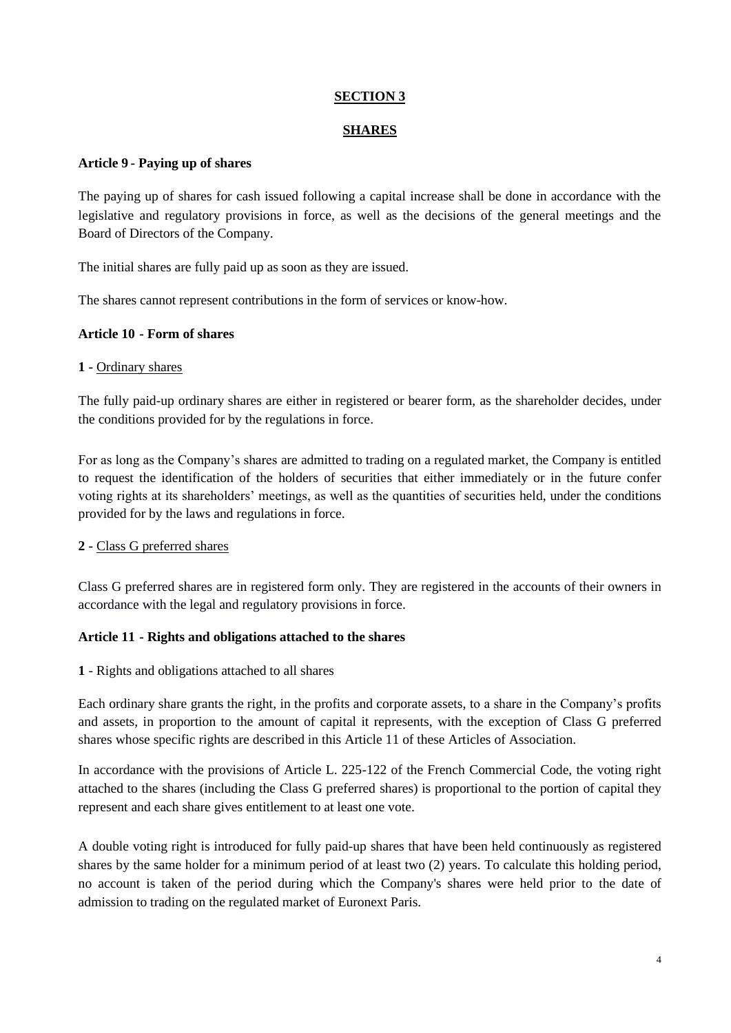## SECTION 3

## SHARES

### Article 9 - Paying up of shares

The paying up of shares for cash issued following a capital increase shall be done in accordance with the legislative and regulatory provisions in force, as well as the decisions of the general meetings and the Board of Directors of the Company.

The initial shares are fully paid up as soon as they are issued.

The shares cannot represent contributions in the form of services or know-how.

### Article 10 - Form of shares

**1 -** Ordinary shares

The fully paid-up ordinary shares are either in registered or bearer form, as the shareholder decides, under the conditions provided for by the regulations in force.

For as long as the Company's shares are admitted to trading on a regulated market, the Company is entitled to request the identification of the holders of securities that either immediately or in the future confer voting rights at its shareholders' meetings, as well as the quantities of securities held, under the conditions provided for by the laws and regulations in force.

**2 -** Class G preferred shares

Class G preferred shares are in registered form only. They are registered in the accounts of their owners in accordance with the legal and regulatory provisions in force.

### Article 11 - Rights and obligations attached to the shares

**1** - Rights and obligations attached to all shares

Each ordinary share grants the right, in the profits and corporate assets, to a share in the Company's profits and assets, in proportion to the amount of capital it represents, with the exception of Class G preferred shares whose specific rights are described in this Article 11 of these Articles of Association.

In accordance with the provisions of Article L. 225-122 of the French Commercial Code, the voting right attached to the shares (including the Class G preferred shares) is proportional to the portion of capital they represent and each share gives entitlement to at least one vote.

A double voting right is introduced for fully paid-up shares that have been held continuously as registered shares by the same holder for a minimum period of at least two (2) years. To calculate this holding period, no account is taken of the period during which the Company's shares were held prior to the date of admission to trading on the regulated market of Euronext Paris.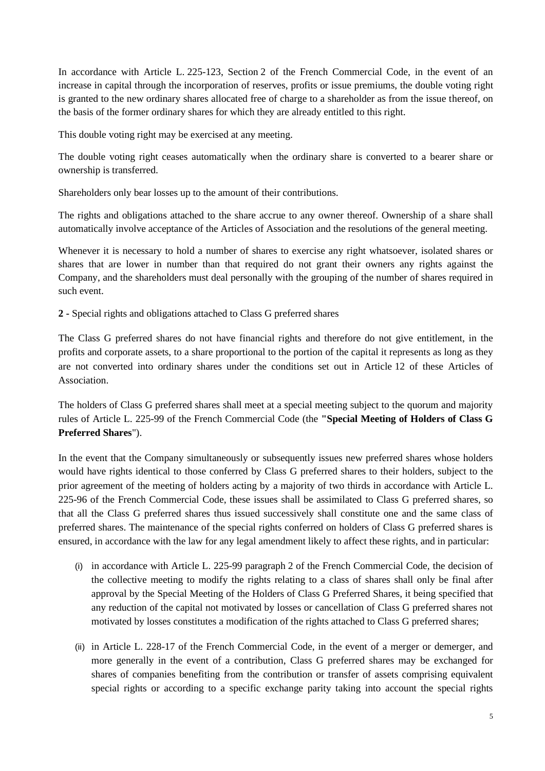In accordance with Article L. 225-123, Section 2 of the French Commercial Code, in the event of an increase in capital through the incorporation of reserves, profits or issue premiums, the double voting right is granted to the new ordinary shares allocated free of charge to a shareholder as from the issue thereof, on the basis of the former ordinary shares for which they are already entitled to this right.

This double voting right may be exercised at any meeting.

The double voting right ceases automatically when the ordinary share is converted to a bearer share or ownership is transferred.

Shareholders only bear losses up to the amount of their contributions.

The rights and obligations attached to the share accrue to any owner thereof. Ownership of a share shall automatically involve acceptance of the Articles of Association and the resolutions of the general meeting.

Whenever it is necessary to hold a number of shares to exercise any right whatsoever, isolated shares or shares that are lower in number than that required do not grant their owners any rights against the Company, and the shareholders must deal personally with the grouping of the number of shares required in such event.

**2 -** Special rights and obligations attached to Class G preferred shares

The Class G preferred shares do not have financial rights and therefore do not give entitlement, in the profits and corporate assets, to a share proportional to the portion of the capital it represents as long as they are not converted into ordinary shares under the conditions set out in Article 12 of these Articles of Association.

The holders of Class G preferred shares shall meet at a special meeting subject to the quorum and majority rules of Article L. 225-99 of the French Commercial Code (the **"Special Meeting of Holders of Class G Preferred Shares**").

In the event that the Company simultaneously or subsequently issues new preferred shares whose holders would have rights identical to those conferred by Class G preferred shares to their holders, subject to the prior agreement of the meeting of holders acting by a majority of two thirds in accordance with Article L. 225-96 of the French Commercial Code, these issues shall be assimilated to Class G preferred shares, so that all the Class G preferred shares thus issued successively shall constitute one and the same class of preferred shares. The maintenance of the special rights conferred on holders of Class G preferred shares is ensured, in accordance with the law for any legal amendment likely to affect these rights, and in particular:

(i) in accordance with Article L. 225-99 paragraph 2 of the French Commercial Code, the decision of the collective meeting to modify the rights relating to a class of shares shall only be final after approval by the Special Meeting of the Holders of Class G Preferred Shares, it being specified that any reduction of the capital not motivated by losses or cancellation of Class G preferred shares not motivated by losses constitutes a modification of the rights attached to Class G preferred shares;

(ii) in Article L. 228-17 of the French Commercial Code, in the event of a merger or demerger, and more generally in the event of a contribution, Class G preferred shares may be exchanged for shares of companies benefiting from the contribution or transfer of assets comprising equivalent special rights or according to a specific exchange parity taking into account the special rights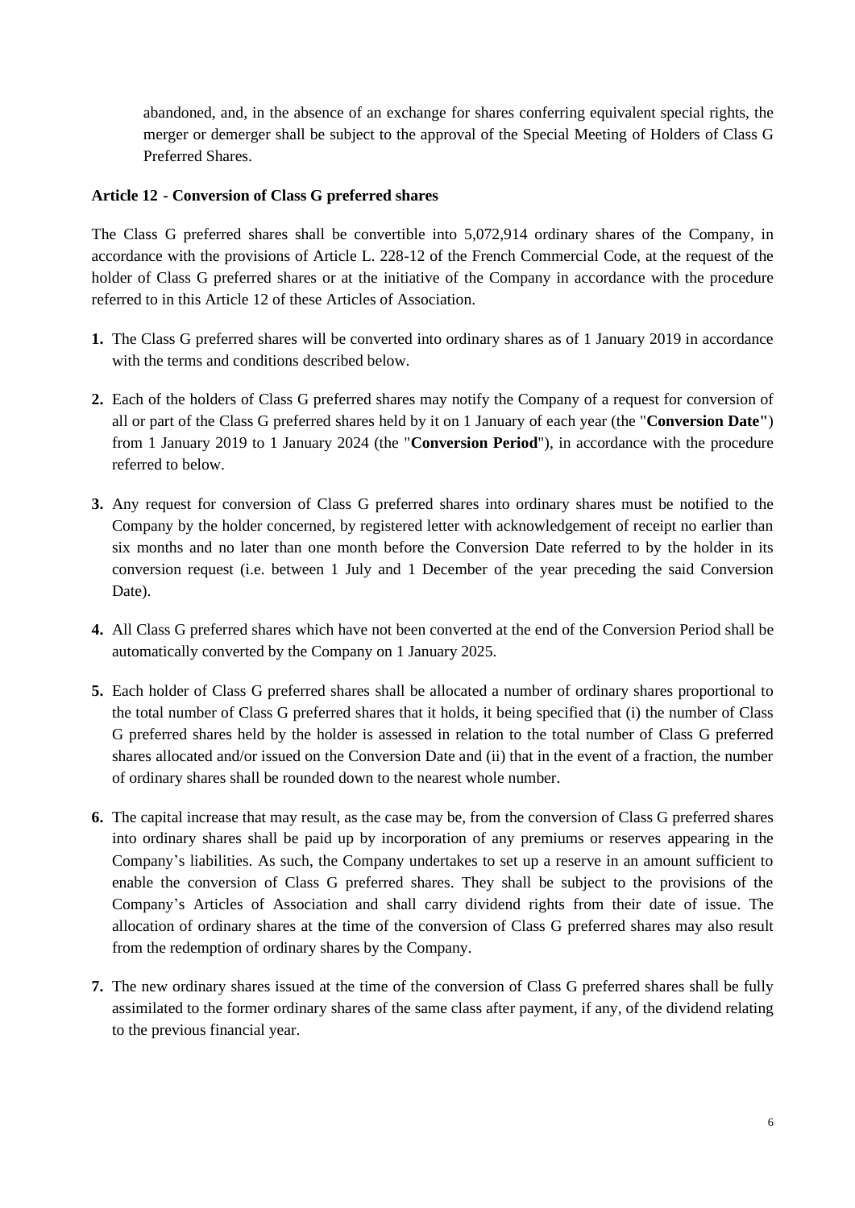abandoned, and, in the absence of an exchange for shares conferring equivalent special rights, the merger or demerger shall be subject to the approval of the Special Meeting of Holders of Class G Preferred Shares.

**Article 12 - Conversion of Class G preferred shares**

The Class G preferred shares shall be convertible into 5,072,914 ordinary shares of the Company, in accordance with the provisions of Article L. 228-12 of the French Commercial Code, at the request of the holder of Class G preferred shares or at the initiative of the Company in accordance with the procedure referred to in this Article 12 of these Articles of Association.

1. The Class G preferred shares will be converted into ordinary shares as of 1 January 2019 in accordance with the terms and conditions described below.
2. Each of the holders of Class G preferred shares may notify the Company of a request for conversion of all or part of the Class G preferred shares held by it on 1 January of each year (the "**Conversion Date"**) from 1 January 2019 to 1 January 2024 (the "**Conversion Period**"), in accordance with the procedure referred to below.
3. Any request for conversion of Class G preferred shares into ordinary shares must be notified to the Company by the holder concerned, by registered letter with acknowledgement of receipt no earlier than six months and no later than one month before the Conversion Date referred to by the holder in its conversion request (i.e. between 1 July and 1 December of the year preceding the said Conversion Date).
4. All Class G preferred shares which have not been converted at the end of the Conversion Period shall be automatically converted by the Company on 1 January 2025.
5. Each holder of Class G preferred shares shall be allocated a number of ordinary shares proportional to the total number of Class G preferred shares that it holds, it being specified that (i) the number of Class G preferred shares held by the holder is assessed in relation to the total number of Class G preferred shares allocated and/or issued on the Conversion Date and (ii) that in the event of a fraction, the number of ordinary shares shall be rounded down to the nearest whole number.
6. The capital increase that may result, as the case may be, from the conversion of Class G preferred shares into ordinary shares shall be paid up by incorporation of any premiums or reserves appearing in the Company's liabilities. As such, the Company undertakes to set up a reserve in an amount sufficient to enable the conversion of Class G preferred shares. They shall be subject to the provisions of the Company's Articles of Association and shall carry dividend rights from their date of issue. The allocation of ordinary shares at the time of the conversion of Class G preferred shares may also result from the redemption of ordinary shares by the Company.
7. The new ordinary shares issued at the time of the conversion of Class G preferred shares shall be fully assimilated to the former ordinary shares of the same class after payment, if any, of the dividend relating to the previous financial year.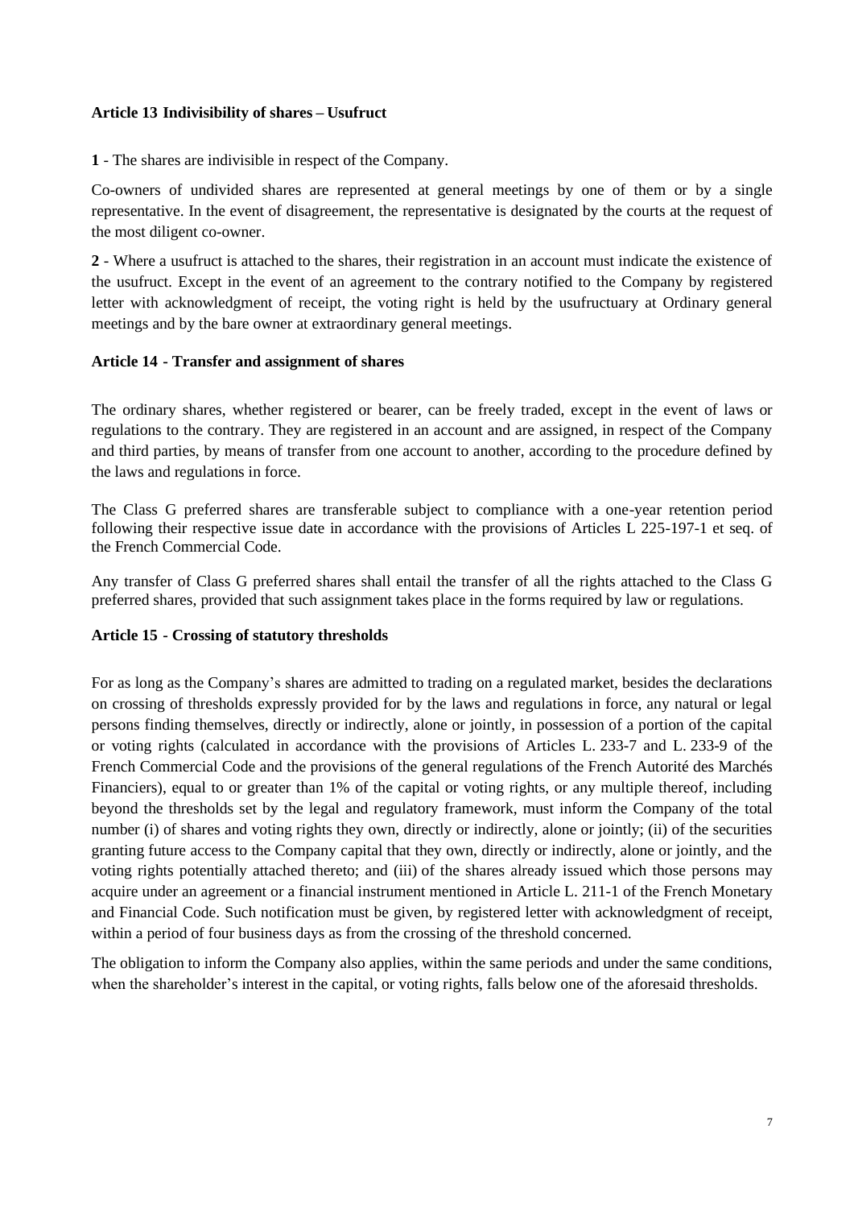### Article 13 Indivisibility of shares – Usufruct

**1** - The shares are indivisible in respect of the Company.

Co-owners of undivided shares are represented at general meetings by one of them or by a single representative. In the event of disagreement, the representative is designated by the courts at the request of the most diligent co-owner.

**2** - Where a usufruct is attached to the shares, their registration in an account must indicate the existence of the usufruct. Except in the event of an agreement to the contrary notified to the Company by registered letter with acknowledgment of receipt, the voting right is held by the usufructuary at Ordinary general meetings and by the bare owner at extraordinary general meetings.

### Article 14 - Transfer and assignment of shares

The ordinary shares, whether registered or bearer, can be freely traded, except in the event of laws or regulations to the contrary. They are registered in an account and are assigned, in respect of the Company and third parties, by means of transfer from one account to another, according to the procedure defined by the laws and regulations in force.

The Class G preferred shares are transferable subject to compliance with a one-year retention period following their respective issue date in accordance with the provisions of Articles L 225-197-1 et seq. of the French Commercial Code.

Any transfer of Class G preferred shares shall entail the transfer of all the rights attached to the Class G preferred shares, provided that such assignment takes place in the forms required by law or regulations.

### Article 15 - Crossing of statutory thresholds

For as long as the Company's shares are admitted to trading on a regulated market, besides the declarations on crossing of thresholds expressly provided for by the laws and regulations in force, any natural or legal persons finding themselves, directly or indirectly, alone or jointly, in possession of a portion of the capital or voting rights (calculated in accordance with the provisions of Articles L. 233-7 and L. 233-9 of the French Commercial Code and the provisions of the general regulations of the French Autorité des Marchés Financiers), equal to or greater than 1% of the capital or voting rights, or any multiple thereof, including beyond the thresholds set by the legal and regulatory framework, must inform the Company of the total number (i) of shares and voting rights they own, directly or indirectly, alone or jointly; (ii) of the securities granting future access to the Company capital that they own, directly or indirectly, alone or jointly, and the voting rights potentially attached thereto; and (iii) of the shares already issued which those persons may acquire under an agreement or a financial instrument mentioned in Article L. 211-1 of the French Monetary and Financial Code. Such notification must be given, by registered letter with acknowledgment of receipt, within a period of four business days as from the crossing of the threshold concerned.

The obligation to inform the Company also applies, within the same periods and under the same conditions, when the shareholder's interest in the capital, or voting rights, falls below one of the aforesaid thresholds.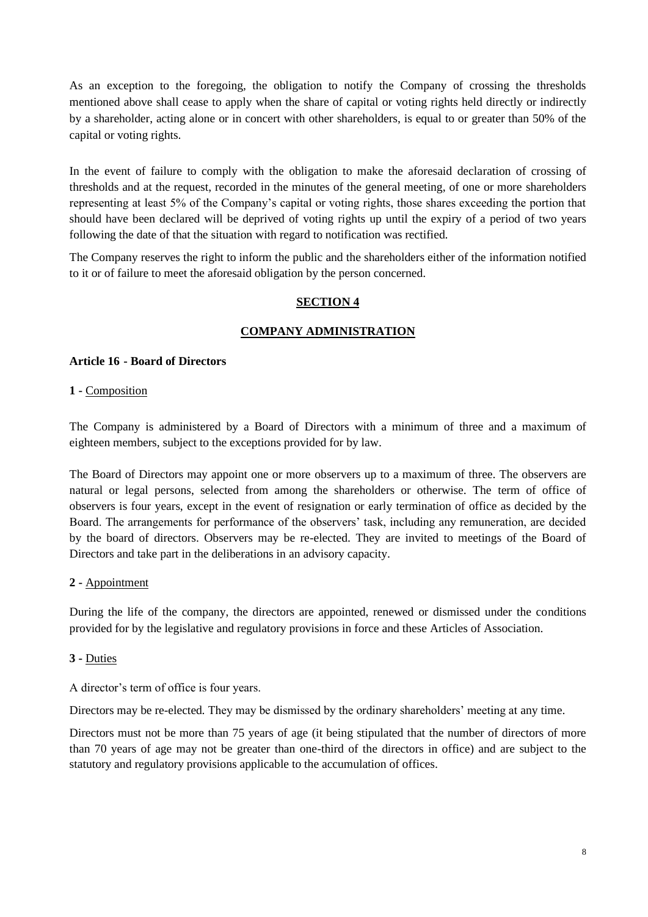As an exception to the foregoing, the obligation to notify the Company of crossing the thresholds mentioned above shall cease to apply when the share of capital or voting rights held directly or indirectly by a shareholder, acting alone or in concert with other shareholders, is equal to or greater than 50% of the capital or voting rights.

In the event of failure to comply with the obligation to make the aforesaid declaration of crossing of thresholds and at the request, recorded in the minutes of the general meeting, of one or more shareholders representing at least 5% of the Company's capital or voting rights, those shares exceeding the portion that should have been declared will be deprived of voting rights up until the expiry of a period of two years following the date of that the situation with regard to notification was rectified.

The Company reserves the right to inform the public and the shareholders either of the information notified to it or of failure to meet the aforesaid obligation by the person concerned.

## SECTION 4

## COMPANY ADMINISTRATION

### Article 16 - Board of Directors

**1 -** Composition

The Company is administered by a Board of Directors with a minimum of three and a maximum of eighteen members, subject to the exceptions provided for by law.

The Board of Directors may appoint one or more observers up to a maximum of three. The observers are natural or legal persons, selected from among the shareholders or otherwise. The term of office of observers is four years, except in the event of resignation or early termination of office as decided by the Board. The arrangements for performance of the observers' task, including any remuneration, are decided by the board of directors. Observers may be re-elected. They are invited to meetings of the Board of Directors and take part in the deliberations in an advisory capacity.

**2 -** Appointment

During the life of the company, the directors are appointed, renewed or dismissed under the conditions provided for by the legislative and regulatory provisions in force and these Articles of Association.

**3 -** Duties

A director's term of office is four years.

Directors may be re-elected. They may be dismissed by the ordinary shareholders' meeting at any time.

Directors must not be more than 75 years of age (it being stipulated that the number of directors of more than 70 years of age may not be greater than one-third of the directors in office) and are subject to the statutory and regulatory provisions applicable to the accumulation of offices.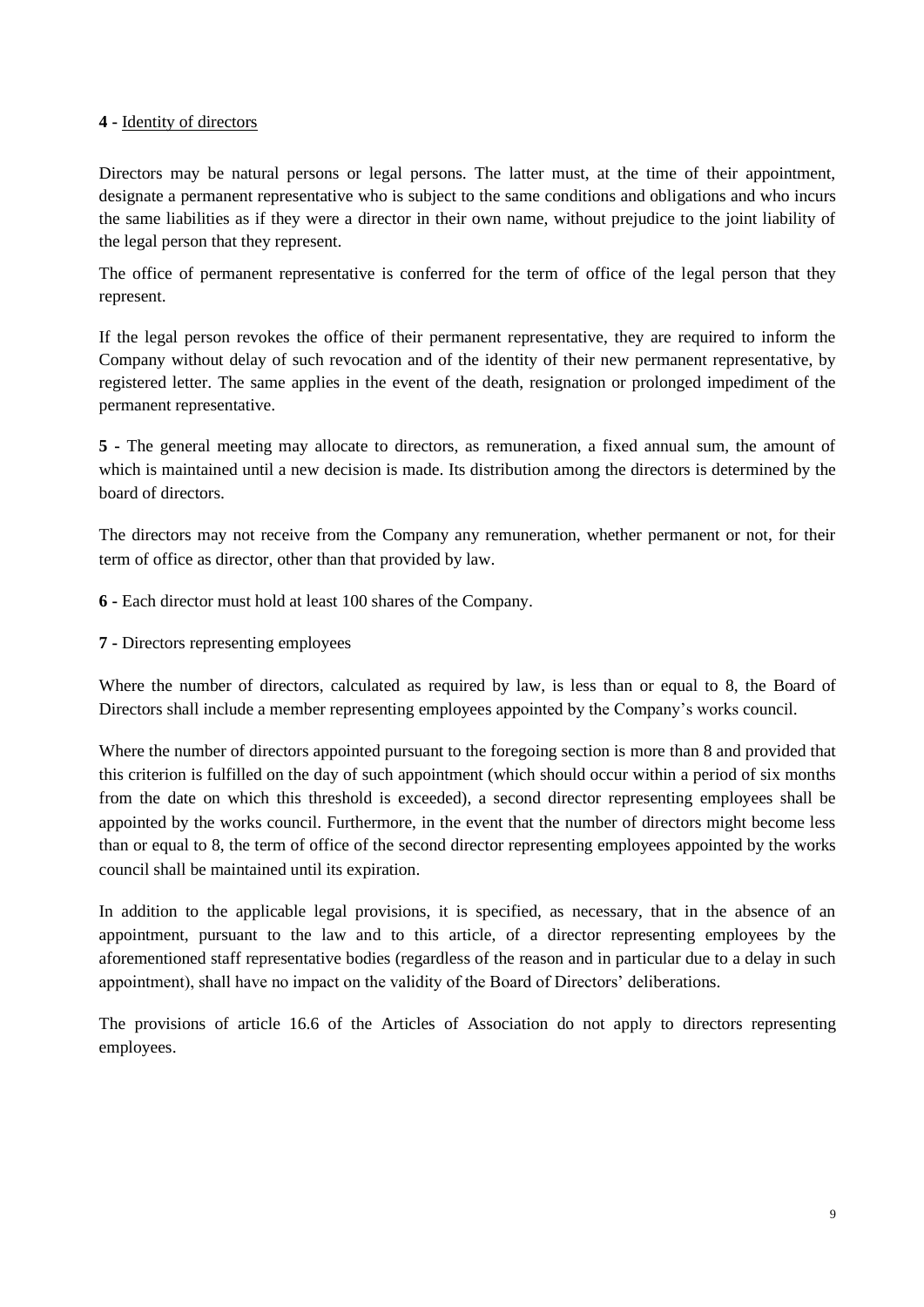**4** - <u>Identity of directors</u>

Directors may be natural persons or legal persons. The latter must, at the time of their appointment, designate a permanent representative who is subject to the same conditions and obligations and who incurs the same liabilities as if they were a director in their own name, without prejudice to the joint liability of the legal person that they represent.

The office of permanent representative is conferred for the term of office of the legal person that they represent.

If the legal person revokes the office of their permanent representative, they are required to inform the Company without delay of such revocation and of the identity of their new permanent representative, by registered letter. The same applies in the event of the death, resignation or prolonged impediment of the permanent representative.

**5 -** The general meeting may allocate to directors, as remuneration, a fixed annual sum, the amount of which is maintained until a new decision is made. Its distribution among the directors is determined by the board of directors.

The directors may not receive from the Company any remuneration, whether permanent or not, for their term of office as director, other than that provided by law.

**6 -** Each director must hold at least 100 shares of the Company.

**7 -** Directors representing employees

Where the number of directors, calculated as required by law, is less than or equal to 8, the Board of Directors shall include a member representing employees appointed by the Company's works council.

Where the number of directors appointed pursuant to the foregoing section is more than 8 and provided that this criterion is fulfilled on the day of such appointment (which should occur within a period of six months from the date on which this threshold is exceeded), a second director representing employees shall be appointed by the works council. Furthermore, in the event that the number of directors might become less than or equal to 8, the term of office of the second director representing employees appointed by the works council shall be maintained until its expiration.

In addition to the applicable legal provisions, it is specified, as necessary, that in the absence of an appointment, pursuant to the law and to this article, of a director representing employees by the aforementioned staff representative bodies (regardless of the reason and in particular due to a delay in such appointment), shall have no impact on the validity of the Board of Directors' deliberations.

The provisions of article 16.6 of the Articles of Association do not apply to directors representing employees.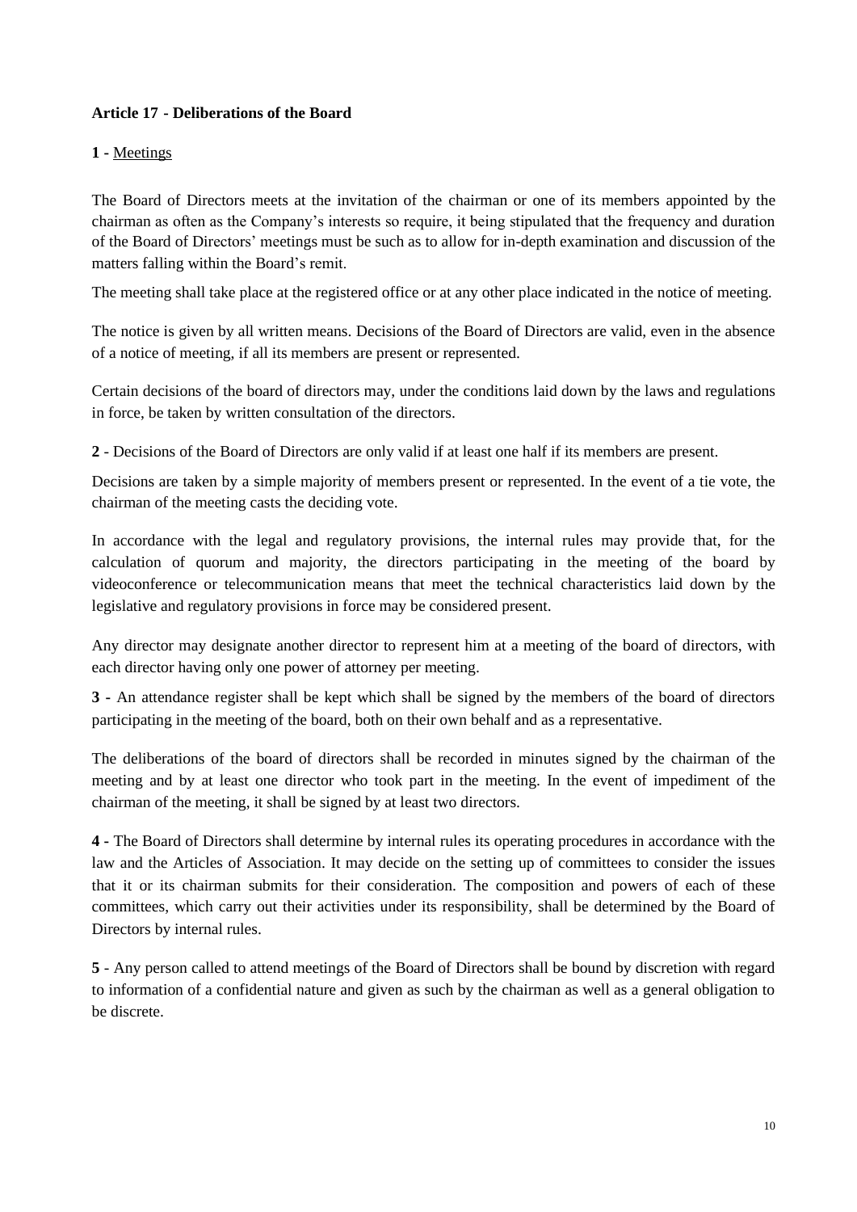### Article 17 - Deliberations of the Board

**1 -** Meetings

The Board of Directors meets at the invitation of the chairman or one of its members appointed by the chairman as often as the Company's interests so require, it being stipulated that the frequency and duration of the Board of Directors' meetings must be such as to allow for in-depth examination and discussion of the matters falling within the Board's remit.

The meeting shall take place at the registered office or at any other place indicated in the notice of meeting.

The notice is given by all written means. Decisions of the Board of Directors are valid, even in the absence of a notice of meeting, if all its members are present or represented.

Certain decisions of the board of directors may, under the conditions laid down by the laws and regulations in force, be taken by written consultation of the directors.

**2** - Decisions of the Board of Directors are only valid if at least one half if its members are present.

Decisions are taken by a simple majority of members present or represented. In the event of a tie vote, the chairman of the meeting casts the deciding vote.

In accordance with the legal and regulatory provisions, the internal rules may provide that, for the calculation of quorum and majority, the directors participating in the meeting of the board by videoconference or telecommunication means that meet the technical characteristics laid down by the legislative and regulatory provisions in force may be considered present.

Any director may designate another director to represent him at a meeting of the board of directors, with each director having only one power of attorney per meeting.

**3 -** An attendance register shall be kept which shall be signed by the members of the board of directors participating in the meeting of the board, both on their own behalf and as a representative.

The deliberations of the board of directors shall be recorded in minutes signed by the chairman of the meeting and by at least one director who took part in the meeting. In the event of impediment of the chairman of the meeting, it shall be signed by at least two directors.

**4 -** The Board of Directors shall determine by internal rules its operating procedures in accordance with the law and the Articles of Association. It may decide on the setting up of committees to consider the issues that it or its chairman submits for their consideration. The composition and powers of each of these committees, which carry out their activities under its responsibility, shall be determined by the Board of Directors by internal rules.

**5** - Any person called to attend meetings of the Board of Directors shall be bound by discretion with regard to information of a confidential nature and given as such by the chairman as well as a general obligation to be discrete.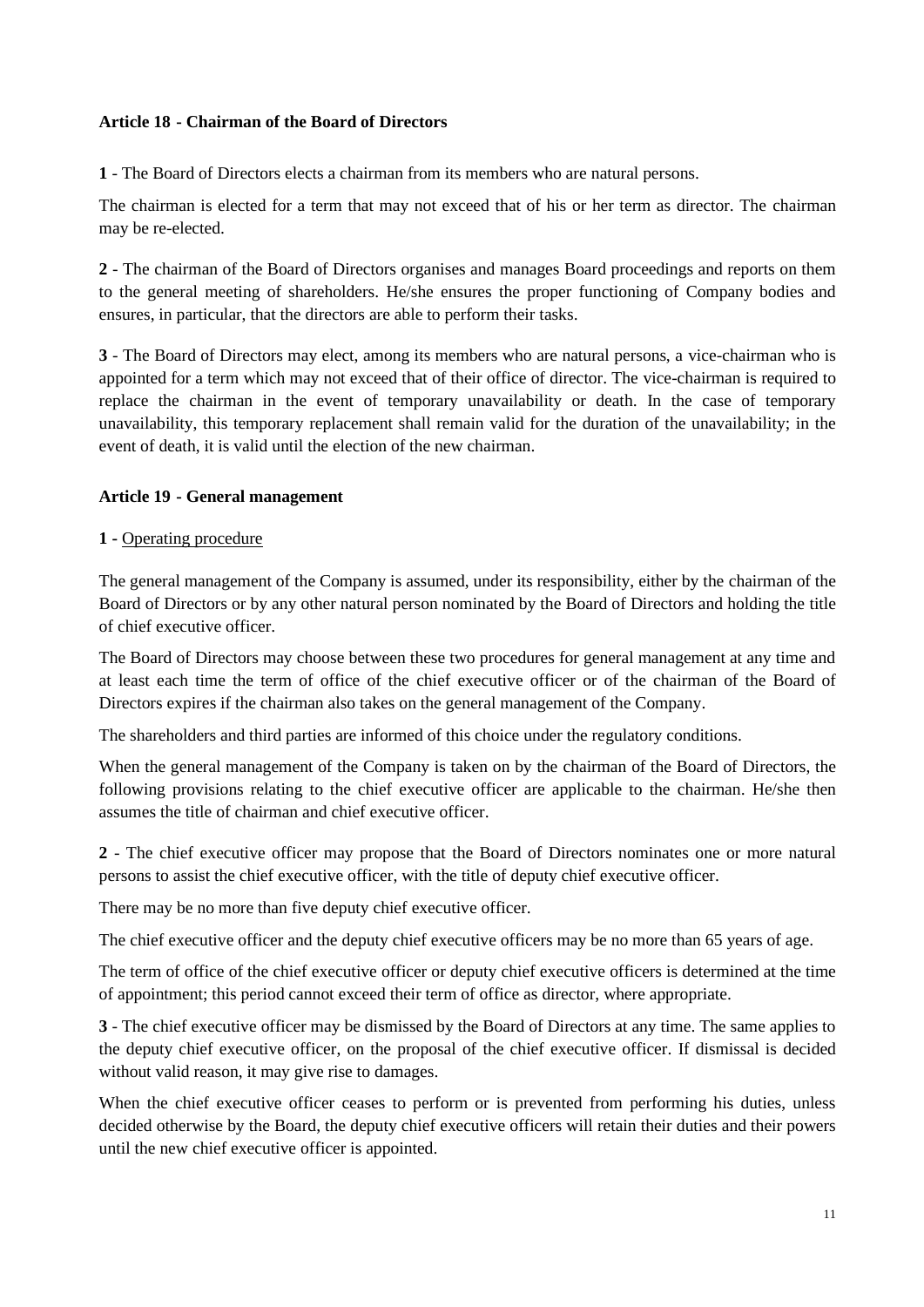### Article 18 - Chairman of the Board of Directors

**1** - The Board of Directors elects a chairman from its members who are natural persons.

The chairman is elected for a term that may not exceed that of his or her term as director. The chairman may be re-elected.

**2** - The chairman of the Board of Directors organises and manages Board proceedings and reports on them to the general meeting of shareholders. He/she ensures the proper functioning of Company bodies and ensures, in particular, that the directors are able to perform their tasks.

**3** - The Board of Directors may elect, among its members who are natural persons, a vice-chairman who is appointed for a term which may not exceed that of their office of director. The vice-chairman is required to replace the chairman in the event of temporary unavailability or death. In the case of temporary unavailability, this temporary replacement shall remain valid for the duration of the unavailability; in the event of death, it is valid until the election of the new chairman.

### Article 19 - General management

**1 -** Operating procedure

The general management of the Company is assumed, under its responsibility, either by the chairman of the Board of Directors or by any other natural person nominated by the Board of Directors and holding the title of chief executive officer.

The Board of Directors may choose between these two procedures for general management at any time and at least each time the term of office of the chief executive officer or of the chairman of the Board of Directors expires if the chairman also takes on the general management of the Company.

The shareholders and third parties are informed of this choice under the regulatory conditions.

When the general management of the Company is taken on by the chairman of the Board of Directors, the following provisions relating to the chief executive officer are applicable to the chairman. He/she then assumes the title of chairman and chief executive officer.

**2** - The chief executive officer may propose that the Board of Directors nominates one or more natural persons to assist the chief executive officer, with the title of deputy chief executive officer.

There may be no more than five deputy chief executive officer.

The chief executive officer and the deputy chief executive officers may be no more than 65 years of age.

The term of office of the chief executive officer or deputy chief executive officers is determined at the time of appointment; this period cannot exceed their term of office as director, where appropriate.

**3** - The chief executive officer may be dismissed by the Board of Directors at any time. The same applies to the deputy chief executive officer, on the proposal of the chief executive officer. If dismissal is decided without valid reason, it may give rise to damages.

When the chief executive officer ceases to perform or is prevented from performing his duties, unless decided otherwise by the Board, the deputy chief executive officers will retain their duties and their powers until the new chief executive officer is appointed.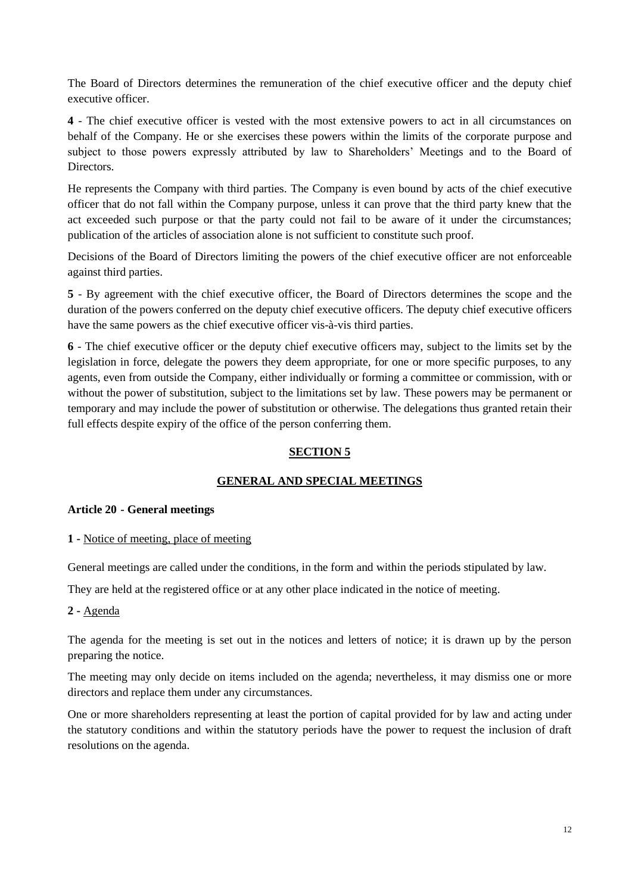The Board of Directors determines the remuneration of the chief executive officer and the deputy chief executive officer.

**4** - The chief executive officer is vested with the most extensive powers to act in all circumstances on behalf of the Company. He or she exercises these powers within the limits of the corporate purpose and subject to those powers expressly attributed by law to Shareholders' Meetings and to the Board of Directors.

He represents the Company with third parties. The Company is even bound by acts of the chief executive officer that do not fall within the Company purpose, unless it can prove that the third party knew that the act exceeded such purpose or that the party could not fail to be aware of it under the circumstances; publication of the articles of association alone is not sufficient to constitute such proof.

Decisions of the Board of Directors limiting the powers of the chief executive officer are not enforceable against third parties.

**5** - By agreement with the chief executive officer, the Board of Directors determines the scope and the duration of the powers conferred on the deputy chief executive officers. The deputy chief executive officers have the same powers as the chief executive officer vis-à-vis third parties.

**6** - The chief executive officer or the deputy chief executive officers may, subject to the limits set by the legislation in force, delegate the powers they deem appropriate, for one or more specific purposes, to any agents, even from outside the Company, either individually or forming a committee or commission, with or without the power of substitution, subject to the limitations set by law. These powers may be permanent or temporary and may include the power of substitution or otherwise. The delegations thus granted retain their full effects despite expiry of the office of the person conferring them.

## SECTION 5

## GENERAL AND SPECIAL MEETINGS

### Article 20 - General meetings

**1 -** Notice of meeting, place of meeting

General meetings are called under the conditions, in the form and within the periods stipulated by law.

They are held at the registered office or at any other place indicated in the notice of meeting.

**2 -** Agenda

The agenda for the meeting is set out in the notices and letters of notice; it is drawn up by the person preparing the notice.

The meeting may only decide on items included on the agenda; nevertheless, it may dismiss one or more directors and replace them under any circumstances.

One or more shareholders representing at least the portion of capital provided for by law and acting under the statutory conditions and within the statutory periods have the power to request the inclusion of draft resolutions on the agenda.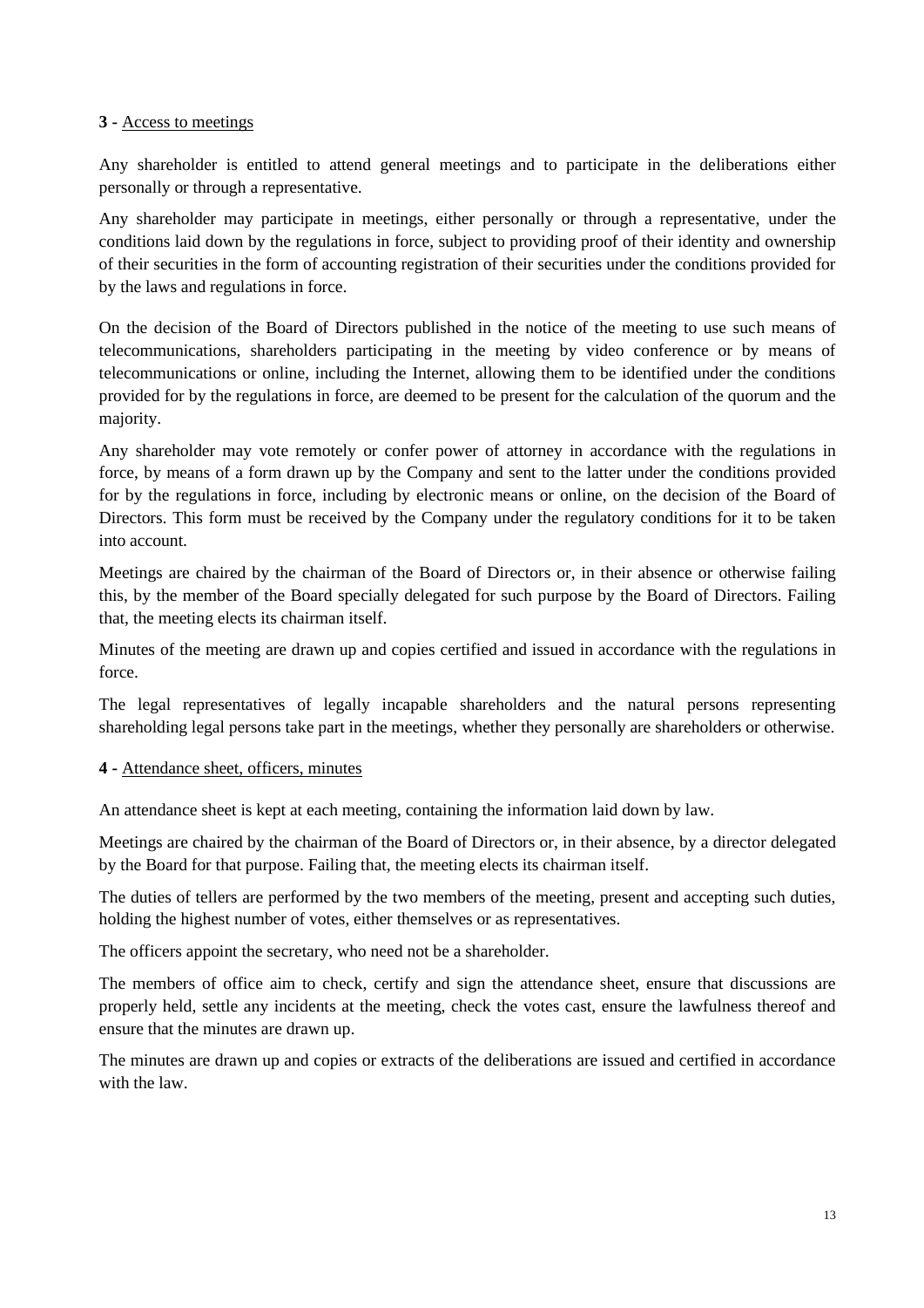**3 -** Access to meetings

Any shareholder is entitled to attend general meetings and to participate in the deliberations either personally or through a representative.

Any shareholder may participate in meetings, either personally or through a representative, under the conditions laid down by the regulations in force, subject to providing proof of their identity and ownership of their securities in the form of accounting registration of their securities under the conditions provided for by the laws and regulations in force.

On the decision of the Board of Directors published in the notice of the meeting to use such means of telecommunications, shareholders participating in the meeting by video conference or by means of telecommunications or online, including the Internet, allowing them to be identified under the conditions provided for by the regulations in force, are deemed to be present for the calculation of the quorum and the majority.

Any shareholder may vote remotely or confer power of attorney in accordance with the regulations in force, by means of a form drawn up by the Company and sent to the latter under the conditions provided for by the regulations in force, including by electronic means or online, on the decision of the Board of Directors. This form must be received by the Company under the regulatory conditions for it to be taken into account.

Meetings are chaired by the chairman of the Board of Directors or, in their absence or otherwise failing this, by the member of the Board specially delegated for such purpose by the Board of Directors. Failing that, the meeting elects its chairman itself.

Minutes of the meeting are drawn up and copies certified and issued in accordance with the regulations in force.

The legal representatives of legally incapable shareholders and the natural persons representing shareholding legal persons take part in the meetings, whether they personally are shareholders or otherwise.

**4 -** Attendance sheet, officers, minutes

An attendance sheet is kept at each meeting, containing the information laid down by law.

Meetings are chaired by the chairman of the Board of Directors or, in their absence, by a director delegated by the Board for that purpose. Failing that, the meeting elects its chairman itself.

The duties of tellers are performed by the two members of the meeting, present and accepting such duties, holding the highest number of votes, either themselves or as representatives.

The officers appoint the secretary, who need not be a shareholder.

The members of office aim to check, certify and sign the attendance sheet, ensure that discussions are properly held, settle any incidents at the meeting, check the votes cast, ensure the lawfulness thereof and ensure that the minutes are drawn up.

The minutes are drawn up and copies or extracts of the deliberations are issued and certified in accordance with the law.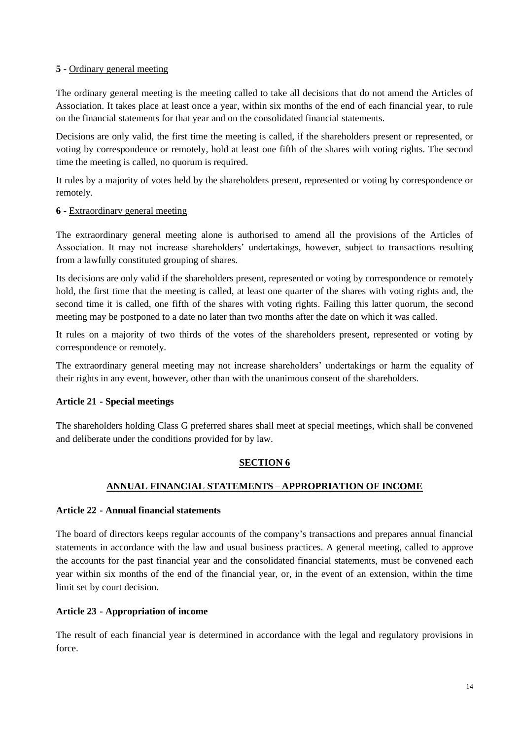**5 -** Ordinary general meeting

The ordinary general meeting is the meeting called to take all decisions that do not amend the Articles of Association. It takes place at least once a year, within six months of the end of each financial year, to rule on the financial statements for that year and on the consolidated financial statements.

Decisions are only valid, the first time the meeting is called, if the shareholders present or represented, or voting by correspondence or remotely, hold at least one fifth of the shares with voting rights. The second time the meeting is called, no quorum is required.

It rules by a majority of votes held by the shareholders present, represented or voting by correspondence or remotely.

**6 -** Extraordinary general meeting

The extraordinary general meeting alone is authorised to amend all the provisions of the Articles of Association. It may not increase shareholders' undertakings, however, subject to transactions resulting from a lawfully constituted grouping of shares.

Its decisions are only valid if the shareholders present, represented or voting by correspondence or remotely hold, the first time that the meeting is called, at least one quarter of the shares with voting rights and, the second time it is called, one fifth of the shares with voting rights. Failing this latter quorum, the second meeting may be postponed to a date no later than two months after the date on which it was called.

It rules on a majority of two thirds of the votes of the shareholders present, represented or voting by correspondence or remotely.

The extraordinary general meeting may not increase shareholders' undertakings or harm the equality of their rights in any event, however, other than with the unanimous consent of the shareholders.

### Article 21 - Special meetings

The shareholders holding Class G preferred shares shall meet at special meetings, which shall be convened and deliberate under the conditions provided for by law.

## SECTION 6

## ANNUAL FINANCIAL STATEMENTS – APPROPRIATION OF INCOME

### Article 22 - Annual financial statements

The board of directors keeps regular accounts of the company's transactions and prepares annual financial statements in accordance with the law and usual business practices. A general meeting, called to approve the accounts for the past financial year and the consolidated financial statements, must be convened each year within six months of the end of the financial year, or, in the event of an extension, within the time limit set by court decision.

### Article 23 - Appropriation of income

The result of each financial year is determined in accordance with the legal and regulatory provisions in force.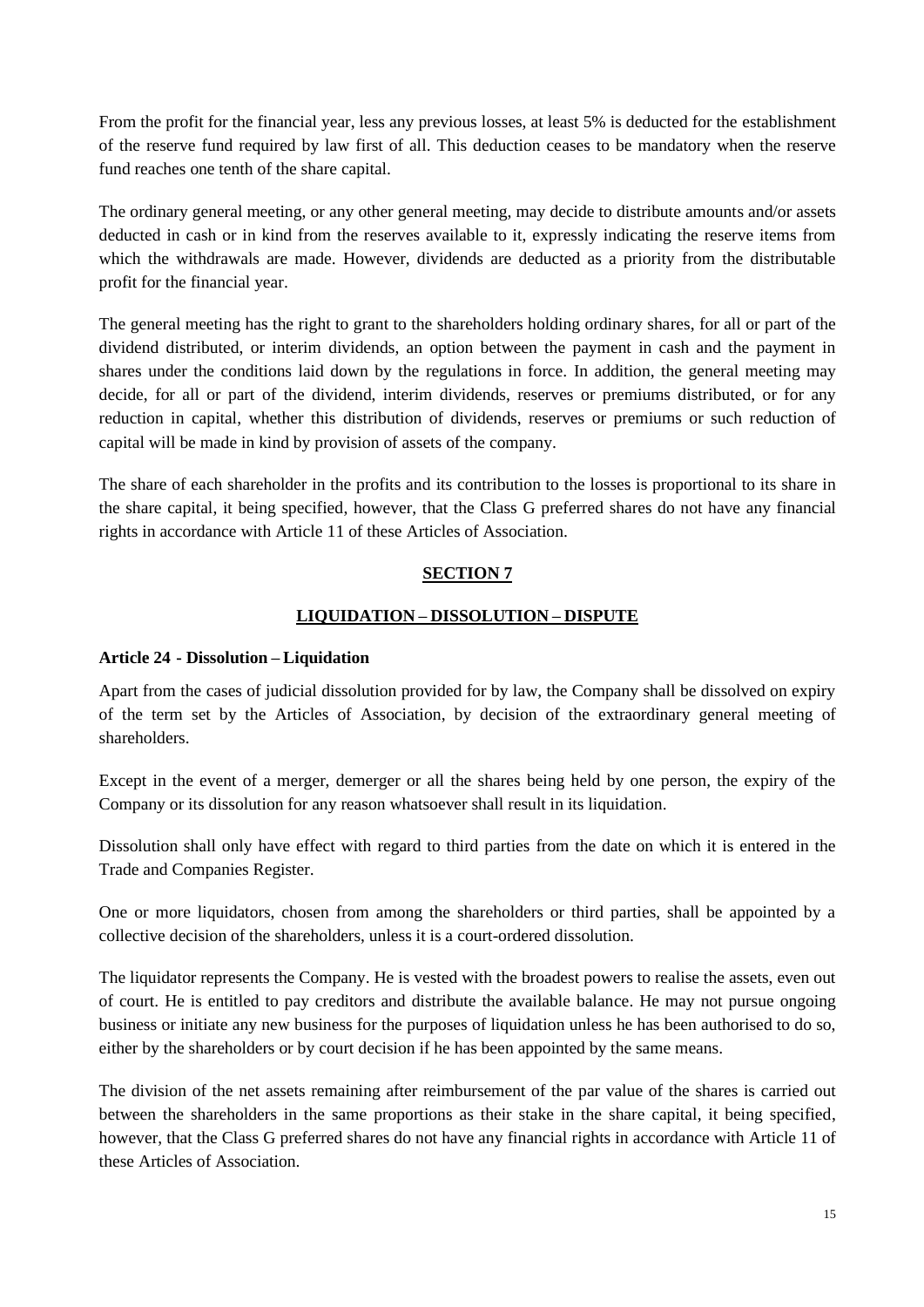From the profit for the financial year, less any previous losses, at least 5% is deducted for the establishment of the reserve fund required by law first of all. This deduction ceases to be mandatory when the reserve fund reaches one tenth of the share capital.

The ordinary general meeting, or any other general meeting, may decide to distribute amounts and/or assets deducted in cash or in kind from the reserves available to it, expressly indicating the reserve items from which the withdrawals are made. However, dividends are deducted as a priority from the distributable profit for the financial year.

The general meeting has the right to grant to the shareholders holding ordinary shares, for all or part of the dividend distributed, or interim dividends, an option between the payment in cash and the payment in shares under the conditions laid down by the regulations in force. In addition, the general meeting may decide, for all or part of the dividend, interim dividends, reserves or premiums distributed, or for any reduction in capital, whether this distribution of dividends, reserves or premiums or such reduction of capital will be made in kind by provision of assets of the company.

The share of each shareholder in the profits and its contribution to the losses is proportional to its share in the share capital, it being specified, however, that the Class G preferred shares do not have any financial rights in accordance with Article 11 of these Articles of Association.

## SECTION 7

## LIQUIDATION – DISSOLUTION – DISPUTE

### Article 24 - Dissolution – Liquidation

Apart from the cases of judicial dissolution provided for by law, the Company shall be dissolved on expiry of the term set by the Articles of Association, by decision of the extraordinary general meeting of shareholders.

Except in the event of a merger, demerger or all the shares being held by one person, the expiry of the Company or its dissolution for any reason whatsoever shall result in its liquidation.

Dissolution shall only have effect with regard to third parties from the date on which it is entered in the Trade and Companies Register.

One or more liquidators, chosen from among the shareholders or third parties, shall be appointed by a collective decision of the shareholders, unless it is a court-ordered dissolution.

The liquidator represents the Company. He is vested with the broadest powers to realise the assets, even out of court. He is entitled to pay creditors and distribute the available balance. He may not pursue ongoing business or initiate any new business for the purposes of liquidation unless he has been authorised to do so, either by the shareholders or by court decision if he has been appointed by the same means.

The division of the net assets remaining after reimbursement of the par value of the shares is carried out between the shareholders in the same proportions as their stake in the share capital, it being specified, however, that the Class G preferred shares do not have any financial rights in accordance with Article 11 of these Articles of Association.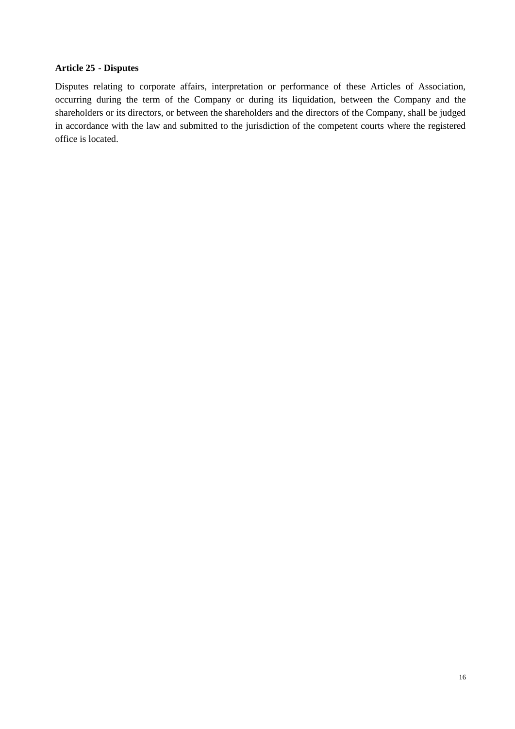**Article 25 - Disputes**

Disputes relating to corporate affairs, interpretation or performance of these Articles of Association, occurring during the term of the Company or during its liquidation, between the Company and the shareholders or its directors, or between the shareholders and the directors of the Company, shall be judged in accordance with the law and submitted to the jurisdiction of the competent courts where the registered office is located.